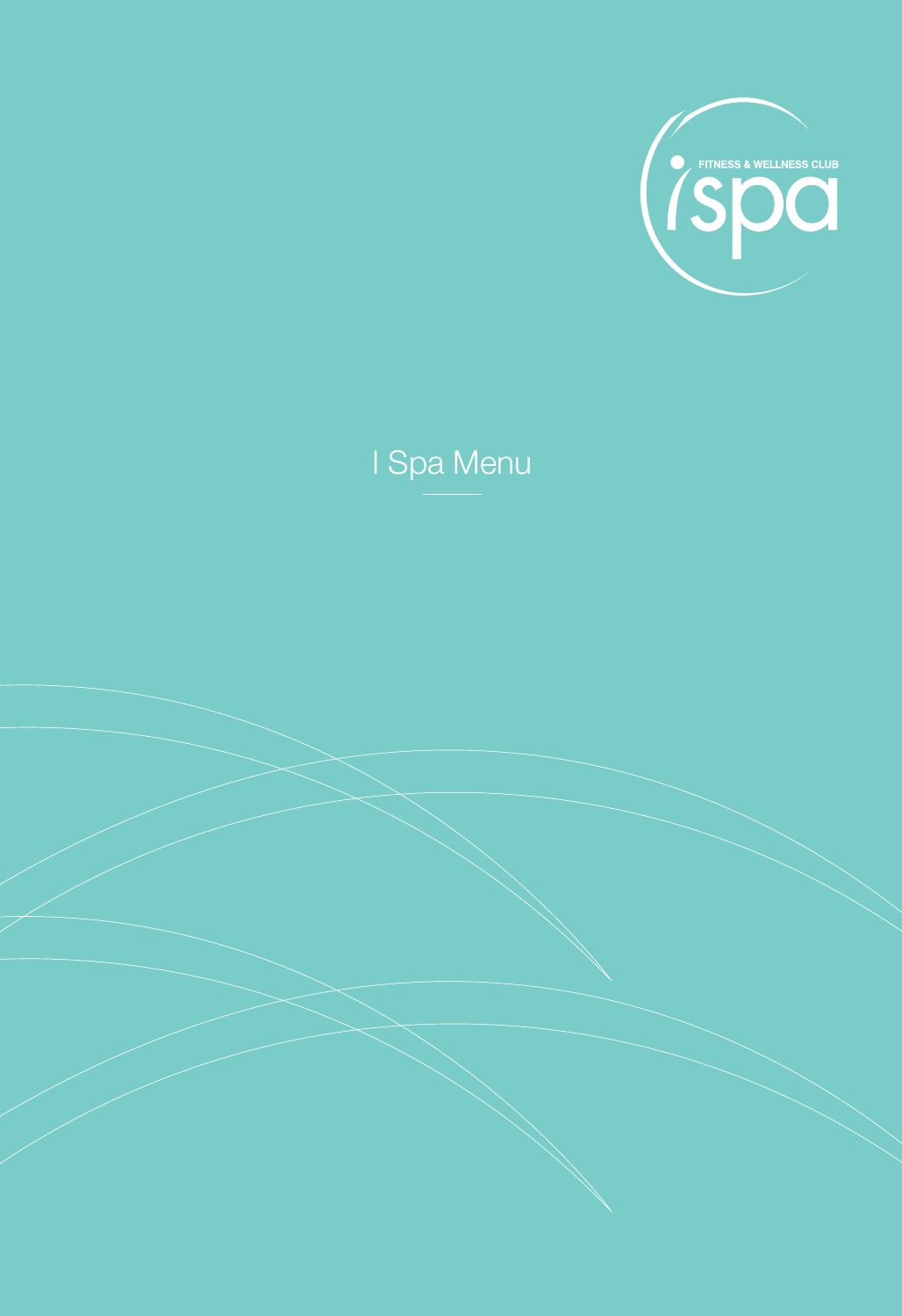FITNESS & WELLNESS CLUB

ispa

# I Spa Menu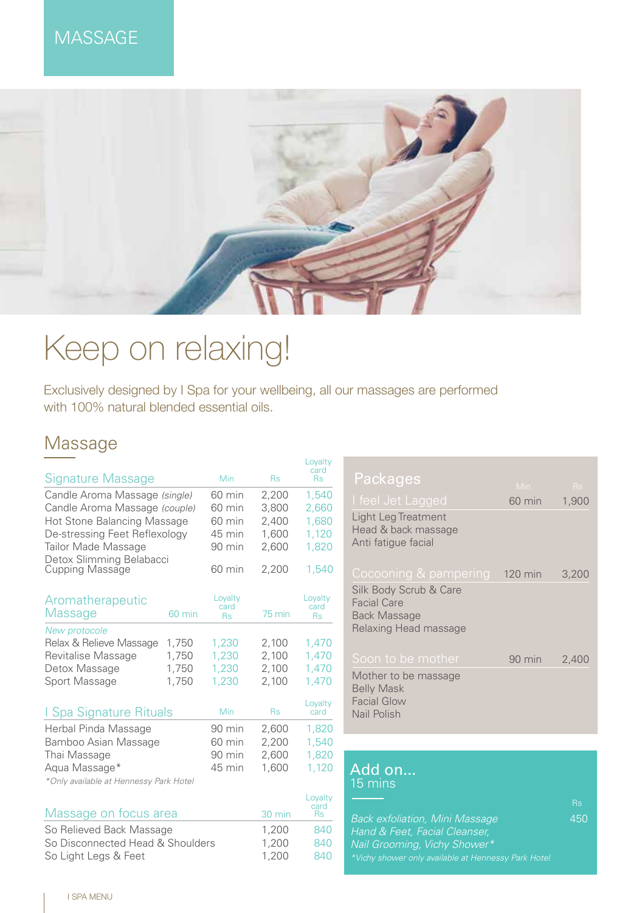# MASSAGE

# Keep on relaxing!

Exclusively designed by I Spa for your wellbeing, all our massages are performed with 100% natural blended essential oils.

## Massage

### Signature Massage

| Signature Massage | Min | Rs | Loyalty card Rs |
|---|---|---|---|
| Candle Aroma Massage *(single)* | 60 min | 2,200 | 1,540 |
| Candle Aroma Massage *(couple)* | 60 min | 3,800 | 2,660 |
| Hot Stone Balancing Massage | 60 min | 2,400 | 1,680 |
| De-stressing Feet Reflexology | 45 min | 1,600 | 1,120 |
| Tailor Made Massage | 90 min | 2,600 | 1,820 |
| Detox Slimming Belabacci Cupping Massage | 60 min | 2,200 | 1,540 |

### Aromatherapeutic Massage

*New protocole*

| Aromatherapeutic Massage | 60 min | Loyalty card Rs | 75 min | Loyalty card Rs |
|---|---|---|---|---|
| Relax & Relieve Massage | 1,750 | 1,230 | 2,100 | 1,470 |
| Revitalise Massage | 1,750 | 1,230 | 2,100 | 1,470 |
| Detox Massage | 1,750 | 1,230 | 2,100 | 1,470 |
| Sport Massage | 1,750 | 1,230 | 2,100 | 1,470 |

### I Spa Signature Rituals

| I Spa Signature Rituals | Min | Rs | Loyalty card |
|---|---|---|---|
| Herbal Pinda Massage | 90 min | 2,600 | 1,820 |
| Bamboo Asian Massage | 60 min | 2,200 | 1,540 |
| Thai Massage | 90 min | 2,600 | 1,820 |
| Aqua Massage* | 45 min | 1,600 | 1,120 |

*\*Only available at Hennessy Park Hotel*

### Massage on focus area

| Massage on focus area | 30 min | Loyalty card Rs |
|---|---|---|
| So Relieved Back Massage | 1,200 | 840 |
| So Disconnected Head & Shoulders | 1,200 | 840 |
| So Light Legs & Feet | 1,200 | 840 |

## Packages

| Packages | Min | Rs |
|---|---|---|
| I feel Jet Lagged | 60 min | 1,900 |
| Cocooning & pampering | 120 min | 3,200 |
| Soon to be mother | 90 min | 2,400 |

**I feel Jet Lagged**
- Light Leg Treatment
- Head & back massage
- Anti fatigue facial

**Cocooning & pampering**
- Silk Body Scrub & Care
- Facial Care
- Back Massage
- Relaxing Head massage

**Soon to be mother**
- Mother to be massage
- Belly Mask
- Facial Glow
- Nail Polish

## Add on...
15 mins

| | Rs |
|---|---|
| *Back exfoliation, Mini Massage Hand & Feet, Facial Cleanser, Nail Grooming, Vichy Shower\** | 450 |

*\*Vichy shower only available at Hennessy Park Hotel*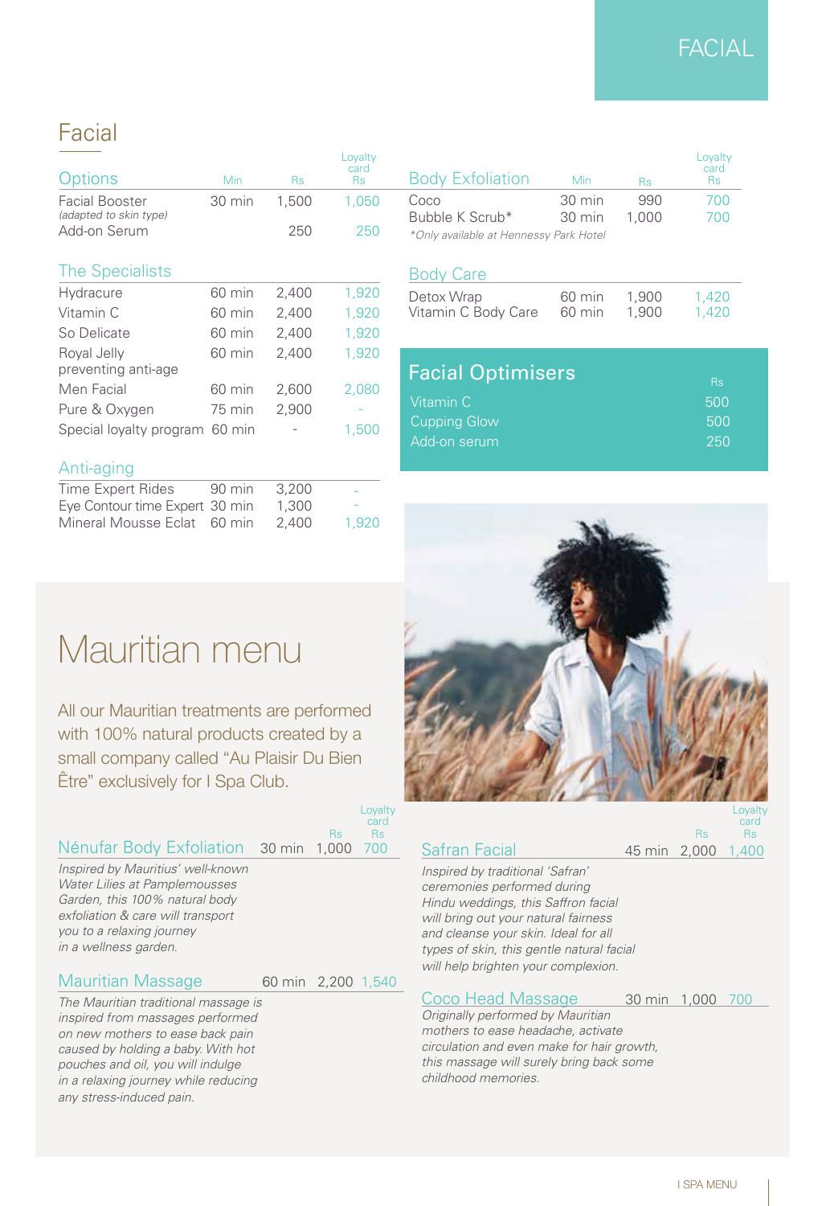# FACIAL

## Facial

| Options | Min | Rs | Loyalty card Rs |
|---|---|---|---|
| Facial Booster *(adapted to skin type)* | 30 min | 1,500 | 1,050 |
| Add-on Serum | | 250 | 250 |

| The Specialists | Min | Rs | Loyalty card Rs |
|---|---|---|---|
| Hydracure | 60 min | 2,400 | 1,920 |
| Vitamin C | 60 min | 2,400 | 1,920 |
| So Delicate | 60 min | 2,400 | 1,920 |
| Royal Jelly preventing anti-age | 60 min | 2,400 | 1,920 |
| Men Facial | 60 min | 2,600 | 2,080 |
| Pure & Oxygen | 75 min | 2,900 | - |
| Special loyalty program | 60 min | - | 1,500 |

| Anti-aging | Min | Rs | Loyalty card Rs |
|---|---|---|---|
| Time Expert Rides | 90 min | 3,200 | - |
| Eye Contour time Expert | 30 min | 1,300 | - |
| Mineral Mousse Eclat | 60 min | 2,400 | 1,920 |

| Body Exfoliation | Min | Rs | Loyalty card Rs |
|---|---|---|---|
| Coco | 30 min | 990 | 700 |
| Bubble K Scrub* | 30 min | 1,000 | 700 |

*\*Only available at Hennessy Park Hotel*

| Body Care | Min | Rs | Loyalty card Rs |
|---|---|---|---|
| Detox Wrap | 60 min | 1,900 | 1,420 |
| Vitamin C Body Care | 60 min | 1,900 | 1,420 |

### Facial Optimisers

| | Rs |
|---|---|
| Vitamin C | 500 |
| Cupping Glow | 500 |
| Add-on serum | 250 |

# Mauritian menu

All our Mauritian treatments are performed with 100% natural products created by a small company called “Au Plaisir Du Bien Être” exclusively for I Spa Club.

| | Min | Rs | Loyalty card Rs |
|---|---|---|---|
| Nénufar Body Exfoliation | 30 min | 1,000 | 700 |

*Inspired by Mauritius' well-known Water Lilies at Pamplemousses Garden, this 100% natural body exfoliation & care will transport you to a relaxing journey in a wellness garden.*

| | Min | Rs | Loyalty card Rs |
|---|---|---|---|
| Mauritian Massage | 60 min | 2,200 | 1,540 |

*The Mauritian traditional massage is inspired from massages performed on new mothers to ease back pain caused by holding a baby. With hot pouches and oil, you will indulge in a relaxing journey while reducing any stress-induced pain.*

| | Min | Rs | Loyalty card Rs |
|---|---|---|---|
| Safran Facial | 45 min | 2,000 | 1,400 |

*Inspired by traditional 'Safran' ceremonies performed during Hindu weddings, this Saffron facial will bring out your natural fairness and cleanse your skin. Ideal for all types of skin, this gentle natural facial will help brighten your complexion.*

| | Min | Rs | Loyalty card Rs |
|---|---|---|---|
| Coco Head Massage | 30 min | 1,000 | 700 |

*Originally performed by Mauritian mothers to ease headache, activate circulation and even make for hair growth, this massage will surely bring back some childhood memories.*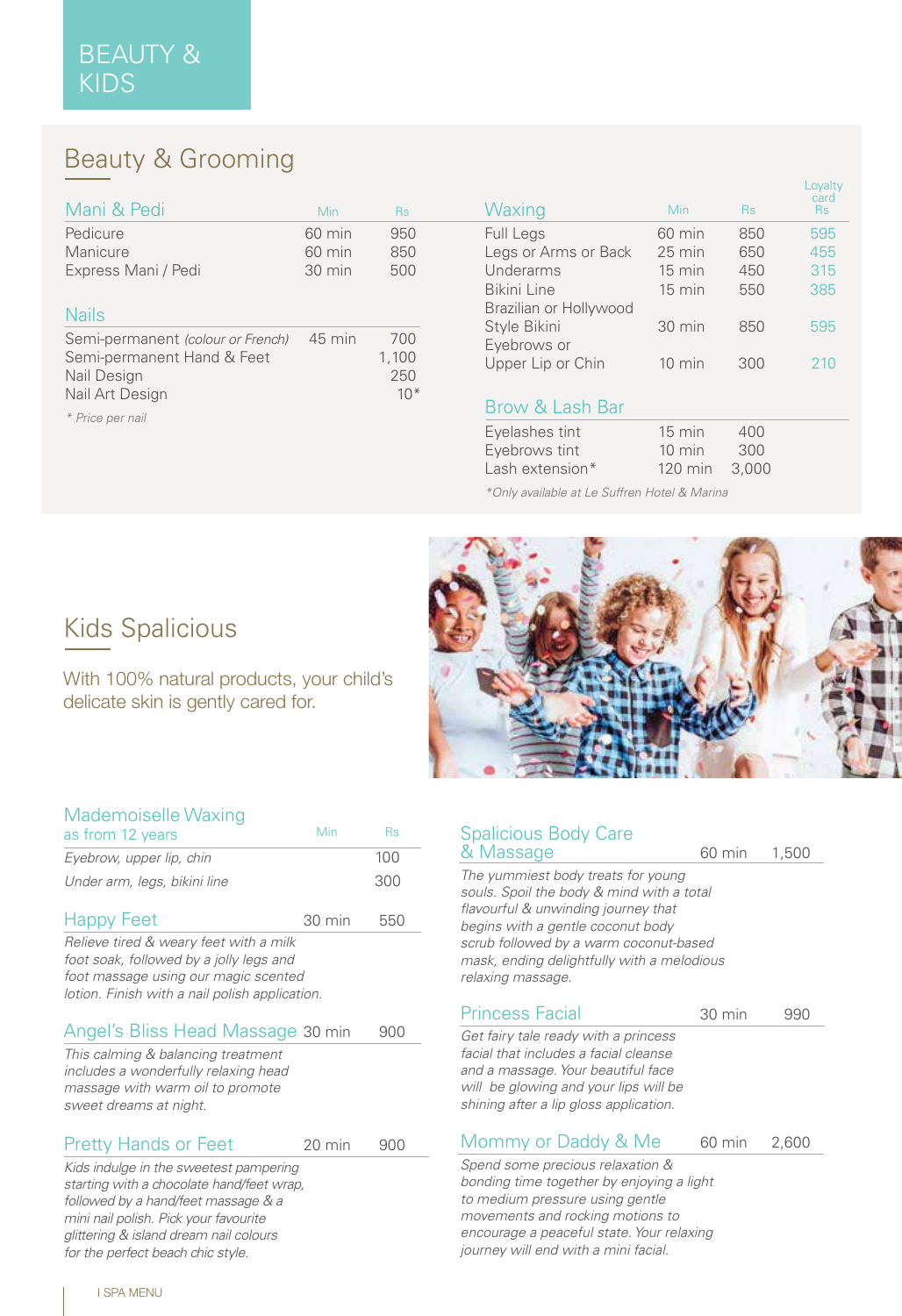# BEAUTY & KIDS

## Beauty & Grooming

### Mani & Pedi

| Mani & Pedi | Min | Rs |
|---|---|---|
| Pedicure | 60 min | 950 |
| Manicure | 60 min | 850 |
| Express Mani / Pedi | 30 min | 500 |

### Nails

| Nails | Min | Rs |
|---|---|---|
| Semi-permanent *(colour or French)* | 45 min | 700 |
| Semi-permanent Hand & Feet | | 1,100 |
| Nail Design | | 250 |
| Nail Art Design | | 10* |

*\* Price per nail*

### Waxing

| Waxing | Min | Rs | Loyalty card Rs |
|---|---|---|---|
| Full Legs | 60 min | 850 | 595 |
| Legs or Arms or Back | 25 min | 650 | 455 |
| Underarms | 15 min | 450 | 315 |
| Bikini Line | 15 min | 550 | 385 |
| Brazilian or Hollywood Style Bikini | 30 min | 850 | 595 |
| Eyebrows or Upper Lip or Chin | 10 min | 300 | 210 |

### Brow & Lash Bar

| Brow & Lash Bar | Min | Rs |
|---|---|---|
| Eyelashes tint | 15 min | 400 |
| Eyebrows tint | 10 min | 300 |
| Lash extension* | 120 min | 3,000 |

*\*Only available at Le Suffren Hotel & Marina*

## Kids Spalicious

With 100% natural products, your child's delicate skin is gently cared for.

### Mademoiselle Waxing as from 12 years

| Mademoiselle Waxing | Min | Rs |
|---|---|---|
| *Eyebrow, upper lip, chin* | | 100 |
| *Under arm, legs, bikini line* | | 300 |

### Happy Feet — 30 min — 550

*Relieve tired & weary feet with a milk foot soak, followed by a jolly legs and foot massage using our magic scented lotion. Finish with a nail polish application.*

### Angel's Bliss Head Massage — 30 min — 900

*This calming & balancing treatment includes a wonderfully relaxing head massage with warm oil to promote sweet dreams at night.*

### Pretty Hands or Feet — 20 min — 900

*Kids indulge in the sweetest pampering starting with a chocolate hand/feet wrap, followed by a hand/feet massage & a mini nail polish. Pick your favourite glittering & island dream nail colours for the perfect beach chic style.*

### Spalicious Body Care & Massage — 60 min — 1,500

*The yummiest body treats for young souls. Spoil the body & mind with a total flavourful & unwinding journey that begins with a gentle coconut body scrub followed by a warm coconut-based mask, ending delightfully with a melodious relaxing massage.*

### Princess Facial — 30 min — 990

*Get fairy tale ready with a princess facial that includes a facial cleanse and a massage. Your beautiful face will be glowing and your lips will be shining after a lip gloss application.*

### Mommy or Daddy & Me — 60 min — 2,600

*Spend some precious relaxation & bonding time together by enjoying a light to medium pressure using gentle movements and rocking motions to encourage a peaceful state. Your relaxing journey will end with a mini facial.*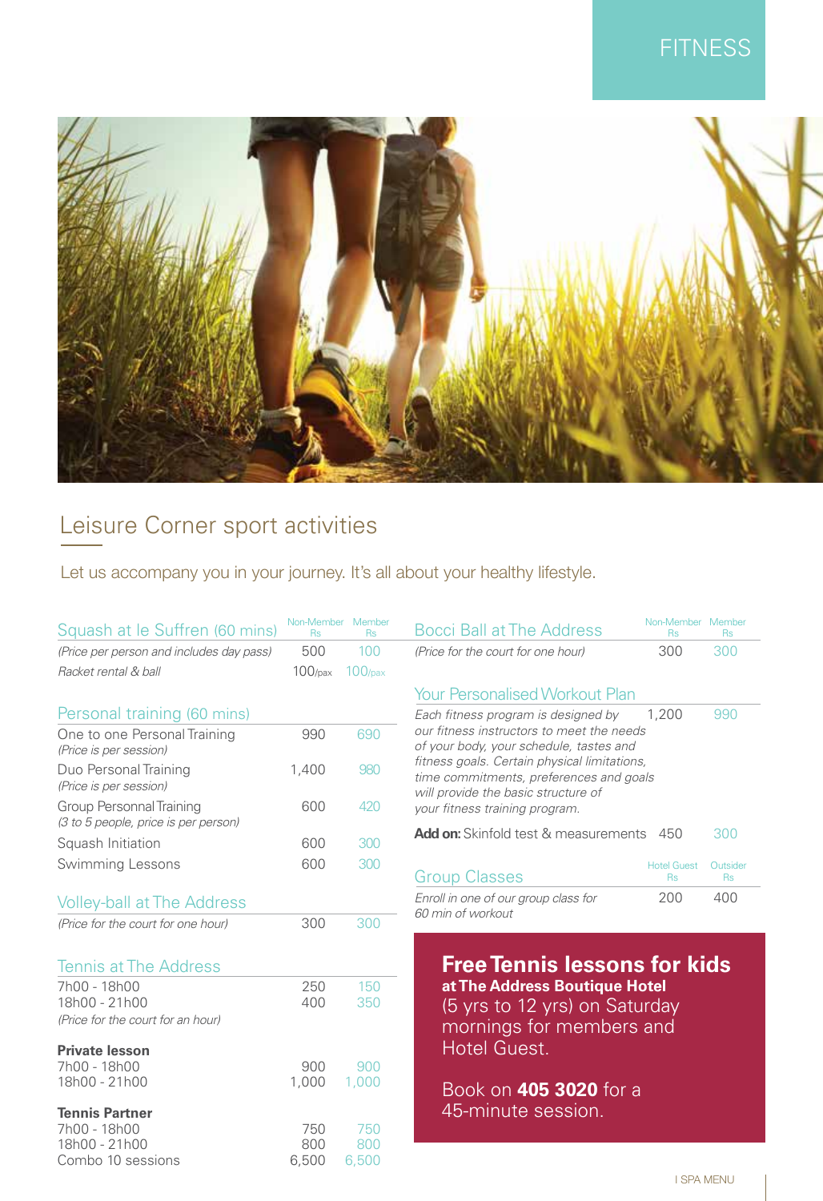# FITNESS

## Leisure Corner sport activities

Let us accompany you in your journey. It's all about your healthy lifestyle.

### Squash at le Suffren (60 mins)

| | Non-Member Rs | Member Rs |
|---|---|---|
| *(Price per person and includes day pass)* | 500 | 100 |
| *Racket rental & ball* | 100/pax | 100/pax |

### Personal training (60 mins)

| | Non-Member Rs | Member Rs |
|---|---|---|
| One to one Personal Training *(Price is per session)* | 990 | 690 |
| Duo Personal Training *(Price is per session)* | 1,400 | 980 |
| Group Personnal Training *(3 to 5 people, price is per person)* | 600 | 420 |
| Squash Initiation | 600 | 300 |
| Swimming Lessons | 600 | 300 |

### Volley-ball at The Address

| | Non-Member Rs | Member Rs |
|---|---|---|
| *(Price for the court for one hour)* | 300 | 300 |

### Tennis at The Address

| | Non-Member Rs | Member Rs |
|---|---|---|
| 7h00 - 18h00 | 250 | 150 |
| 18h00 - 21h00 | 400 | 350 |
| *(Price for the court for an hour)* | | |
| **Private lesson** | | |
| 7h00 - 18h00 | 900 | 900 |
| 18h00 - 21h00 | 1,000 | 1,000 |
| **Tennis Partner** | | |
| 7h00 - 18h00 | 750 | 750 |
| 18h00 - 21h00 | 800 | 800 |
| Combo 10 sessions | 6,500 | 6,500 |

### Bocci Ball at The Address

| | Non-Member Rs | Member Rs |
|---|---|---|
| *(Price for the court for one hour)* | 300 | 300 |

### Your Personalised Workout Plan

| | Non-Member Rs | Member Rs |
|---|---|---|
| *Each fitness program is designed by our fitness instructors to meet the needs of your body, your schedule, tastes and fitness goals. Certain physical limitations, time commitments, preferences and goals will provide the basic structure of your fitness training program.* | 1,200 | 990 |
| **Add on:** Skinfold test & measurements | 450 | 300 |

### Group Classes

| | Hotel Guest Rs | Outsider Rs |
|---|---|---|
| *Enroll in one of our group class for 60 min of workout* | 200 | 400 |

**Free Tennis lessons for kids**
**at The Address Boutique Hotel**
(5 yrs to 12 yrs) on Saturday mornings for members and Hotel Guest.

Book on **405 3020** for a 45-minute session.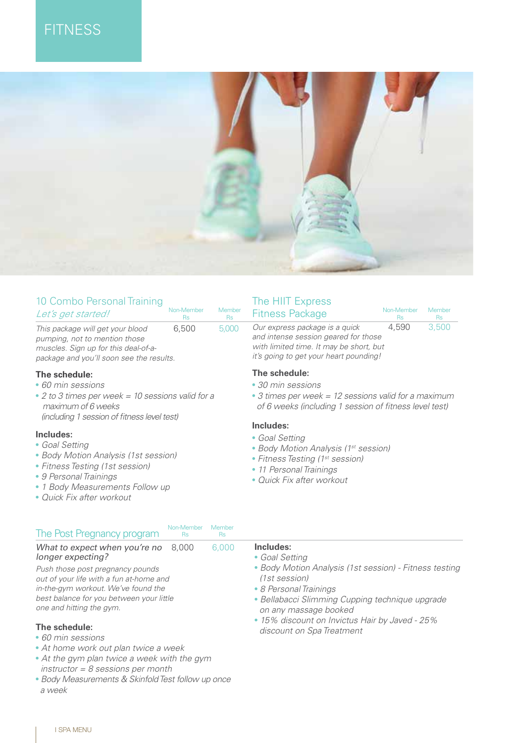# FITNESS

## 10 Combo Personal Training

| *Let's get started!* | Non-Member Rs | Member Rs |
|---|---|---|
| *This package will get your blood pumping, not to mention those muscles. Sign up for this deal-of-a-package and you'll soon see the results.* | 6,500 | 5,000 |

**The schedule:**

- *60 min sessions*
- *2 to 3 times per week = 10 sessions valid for a maximum of 6 weeks (including 1 session of fitness level test)*

**Includes:**

- *Goal Setting*
- *Body Motion Analysis (1st session)*
- *Fitness Testing (1st session)*
- *9 Personal Trainings*
- *1 Body Measurements Follow up*
- *Quick Fix after workout*

## The HIIT Express Fitness Package

| | Non-Member Rs | Member Rs |
|---|---|---|
| *Our express package is a quick and intense session geared for those with limited time. It may be short, but it's going to get your heart pounding!* | 4,590 | 3,500 |

**The schedule:**

- *30 min sessions*
- *3 times per week = 12 sessions valid for a maximum of 6 weeks (including 1 session of fitness level test)*

**Includes:**

- *Goal Setting*
- *Body Motion Analysis (1st session)*
- *Fitness Testing (1st session)*
- *11 Personal Trainings*
- *Quick Fix after workout*

## The Post Pregnancy program

| | Non-Member Rs | Member Rs |
|---|---|---|
| *What to expect when you're no longer expecting?* | 8,000 | 6,000 |

*Push those post pregnancy pounds out of your life with a fun at-home and in-the-gym workout. We've found the best balance for you between your little one and hitting the gym.*

**The schedule:**

- *60 min sessions*
- *At home work out plan twice a week*
- *At the gym plan twice a week with the gym instructor = 8 sessions per month*
- *Body Measurements & Skinfold Test follow up once a week*

**Includes:**

- *Goal Setting*
- *Body Motion Analysis (1st session) - Fitness testing (1st session)*
- *8 Personal Trainings*
- *Bellabacci Slimming Cupping technique upgrade on any massage booked*
- *15% discount on Invictus Hair by Javed - 25% discount on Spa Treatment*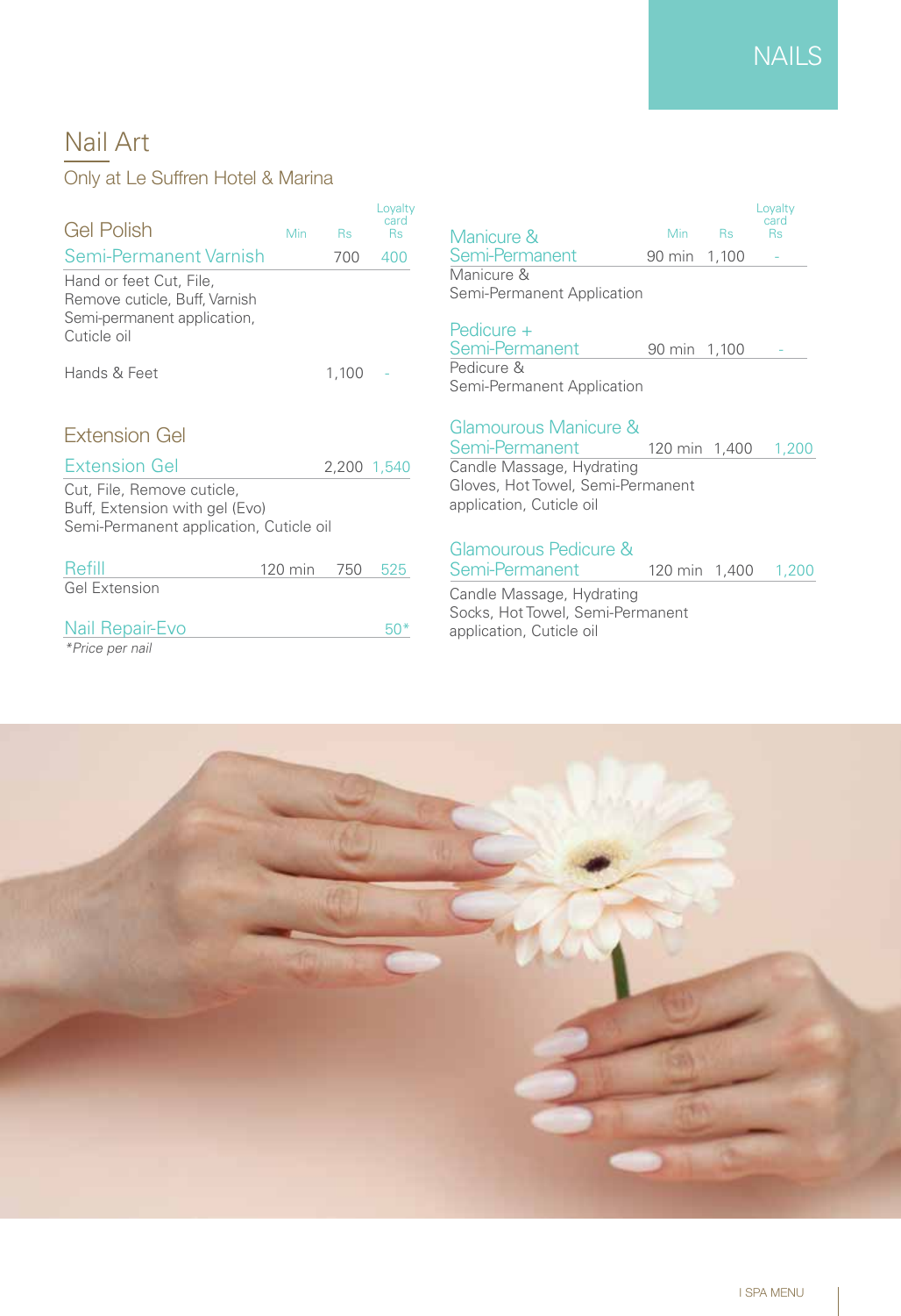# NAILS

## Nail Art

Only at Le Suffren Hotel & Marina

### Gel Polish

| | Min | Rs | Loyalty card Rs |
|---|---|---|---|
| Semi-Permanent Varnish | | 700 | 400 |

Hand or feet Cut, File, Remove cuticle, Buff, Varnish Semi-permanent application, Cuticle oil

| | Min | Rs | Loyalty card Rs |
|---|---|---|---|
| Hands & Feet | | 1,100 | - |

### Extension Gel

| | Min | Rs | Loyalty card Rs |
|---|---|---|---|
| Extension Gel | | 2,200 | 1,540 |

Cut, File, Remove cuticle, Buff, Extension with gel (Evo) Semi-Permanent application, Cuticle oil

| | Min | Rs | Loyalty card Rs |
|---|---|---|---|
| Refill | 120 min | 750 | 525 |

Gel Extension

| | Min | Rs | Loyalty card Rs |
|---|---|---|---|
| Nail Repair-Evo | | | 50* |

*Price per nail

| | Min | Rs | Loyalty card Rs |
|---|---|---|---|
| Manicure & Semi-Permanent | 90 min | 1,100 | - |

Manicure & Semi-Permanent Application

| | Min | Rs | Loyalty card Rs |
|---|---|---|---|
| Pedicure + Semi-Permanent | 90 min | 1,100 | - |

Pedicure & Semi-Permanent Application

| | Min | Rs | Loyalty card Rs |
|---|---|---|---|
| Glamourous Manicure & Semi-Permanent | 120 min | 1,400 | 1,200 |

Candle Massage, Hydrating Gloves, Hot Towel, Semi-Permanent application, Cuticle oil

| | Min | Rs | Loyalty card Rs |
|---|---|---|---|
| Glamourous Pedicure & Semi-Permanent | 120 min | 1,400 | 1,200 |

Candle Massage, Hydrating Socks, Hot Towel, Semi-Permanent application, Cuticle oil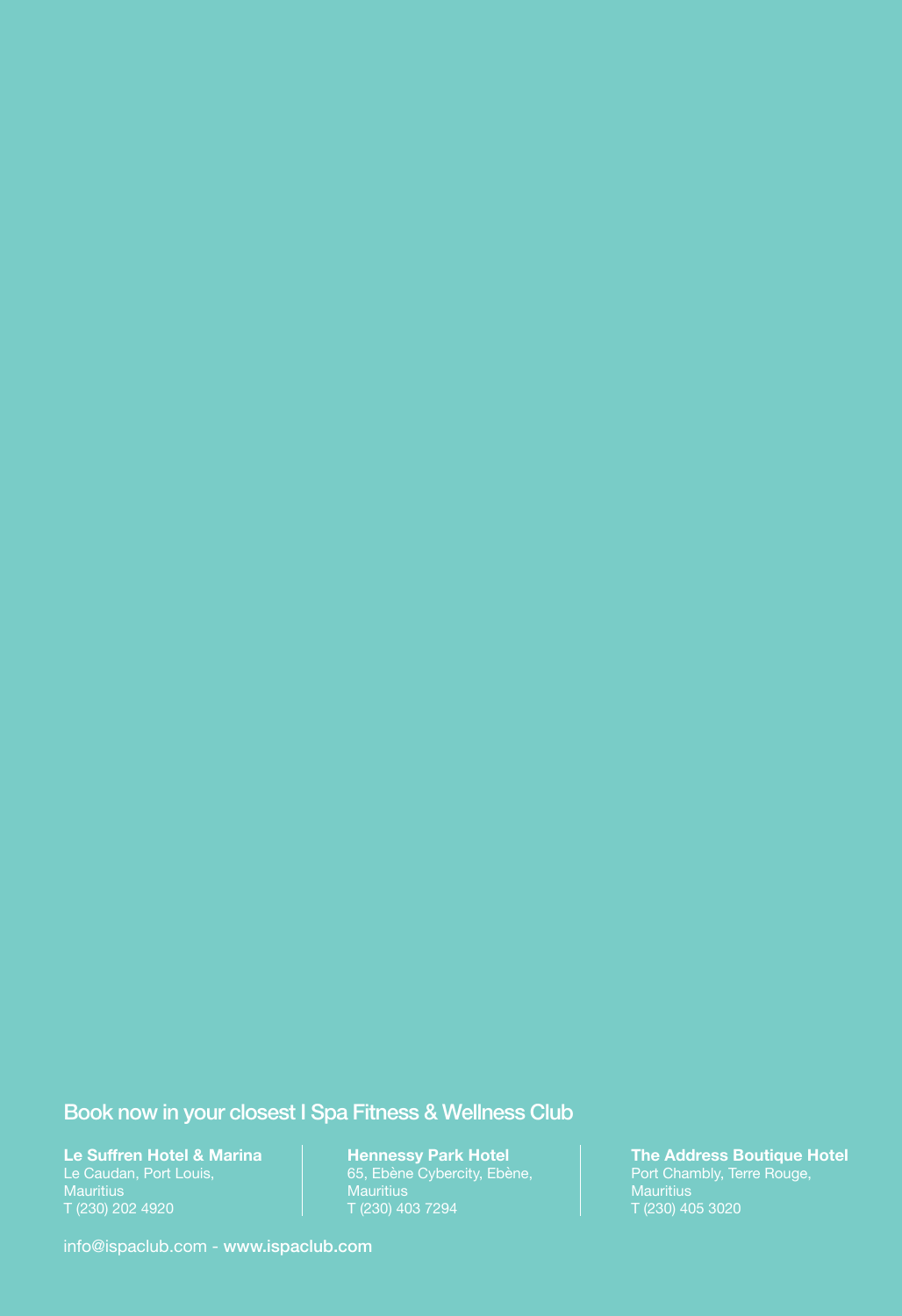## Book now in your closest I Spa Fitness & Wellness Club

**Le Suffren Hotel & Marina**
Le Caudan, Port Louis,
Mauritius
T (230) 202 4920

**Hennessy Park Hotel**
65, Ebène Cybercity, Ebène,
Mauritius
T (230) 403 7294

**The Address Boutique Hotel**
Port Chambly, Terre Rouge,
Mauritius
T (230) 405 3020

info@ispaclub.com - **www.ispaclub.com**